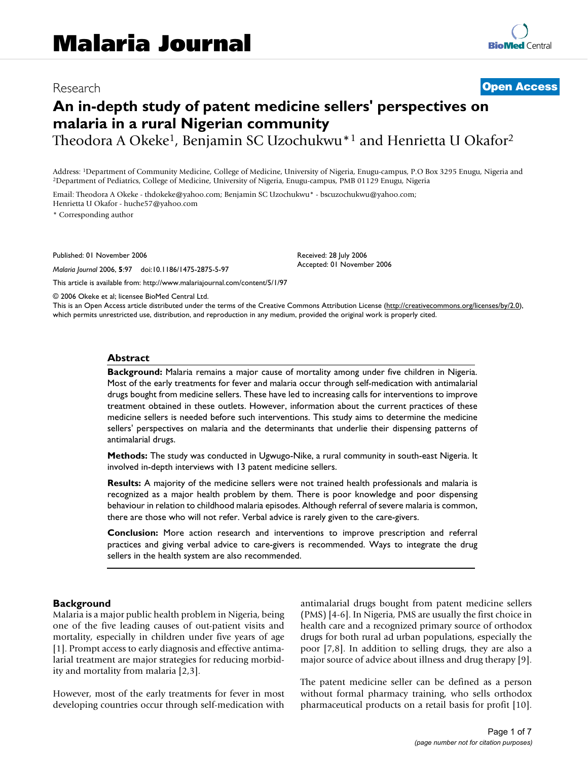Research

**Open Access**

# An in-depth study of patent medicine sellers' perspectives on malaria in a rural Nigerian community

Theodora A Okeke[1], Benjamin SC Uzochukwu*[1] and Henrietta U Okafor[2]

Address: [1]Department of Community Medicine, College of Medicine, University of Nigeria, Enugu-campus, P.O Box 3295 Enugu, Nigeria and [2]Department of Pediatrics, College of Medicine, University of Nigeria, Enugu-campus, PMB 01129 Enugu, Nigeria

Email: Theodora A Okeke - thdokeke@yahoo.com; Benjamin SC Uzochukwu* - bscuzochukwu@yahoo.com; Henrietta U Okafor - huche57@yahoo.com

* Corresponding author

Published: 01 November 2006

*Malaria Journal* 2006, **5**:97 doi:10.1186/1475-2875-5-97

Received: 28 July 2006
Accepted: 01 November 2006

This article is available from: http://www.malariajournal.com/content/5/1/97

© 2006 Okeke et al; licensee BioMed Central Ltd.
This is an Open Access article distributed under the terms of the Creative Commons Attribution License (http://creativecommons.org/licenses/by/2.0), which permits unrestricted use, distribution, and reproduction in any medium, provided the original work is properly cited.

## Abstract

**Background:** Malaria remains a major cause of mortality among under five children in Nigeria. Most of the early treatments for fever and malaria occur through self-medication with antimalarial drugs bought from medicine sellers. These have led to increasing calls for interventions to improve treatment obtained in these outlets. However, information about the current practices of these medicine sellers is needed before such interventions. This study aims to determine the medicine sellers' perspectives on malaria and the determinants that underlie their dispensing patterns of antimalarial drugs.

**Methods:** The study was conducted in Ugwugo-Nike, a rural community in south-east Nigeria. It involved in-depth interviews with 13 patent medicine sellers.

**Results:** A majority of the medicine sellers were not trained health professionals and malaria is recognized as a major health problem by them. There is poor knowledge and poor dispensing behaviour in relation to childhood malaria episodes. Although referral of severe malaria is common, there are those who will not refer. Verbal advice is rarely given to the care-givers.

**Conclusion:** More action research and interventions to improve prescription and referral practices and giving verbal advice to care-givers is recommended. Ways to integrate the drug sellers in the health system are also recommended.

## Background

Malaria is a major public health problem in Nigeria, being one of the five leading causes of out-patient visits and mortality, especially in children under five years of age [1]. Prompt access to early diagnosis and effective antimalarial treatment are major strategies for reducing morbidity and mortality from malaria [2,3].

However, most of the early treatments for fever in most developing countries occur through self-medication with antimalarial drugs bought from patent medicine sellers (PMS) [4-6]. In Nigeria, PMS are usually the first choice in health care and a recognized primary source of orthodox drugs for both rural ad urban populations, especially the poor [7,8]. In addition to selling drugs, they are also a major source of advice about illness and drug therapy [9].

The patent medicine seller can be defined as a person without formal pharmacy training, who sells orthodox pharmaceutical products on a retail basis for profit [10].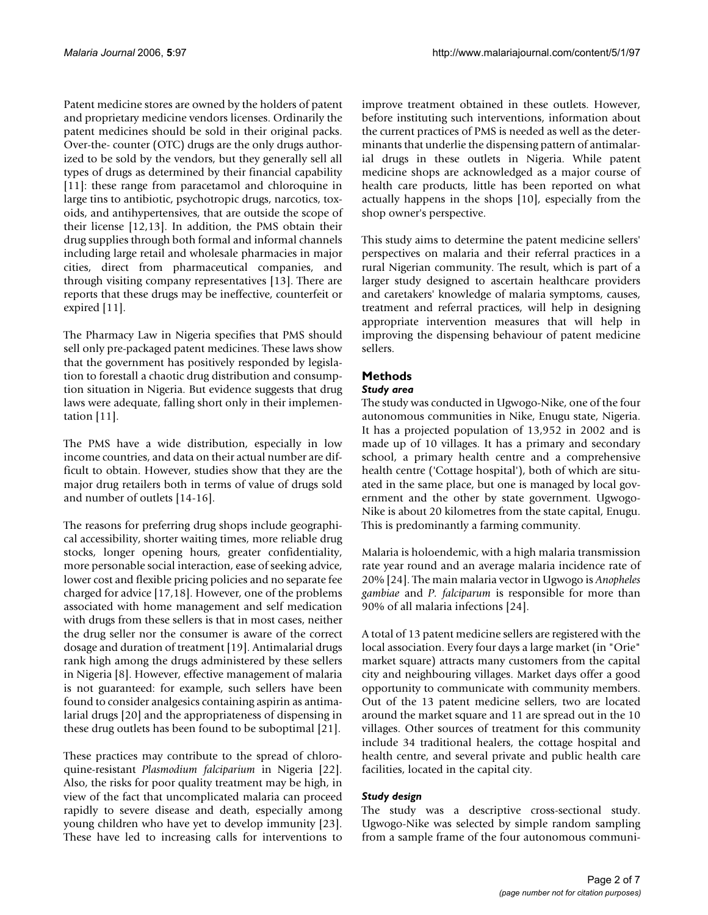Patent medicine stores are owned by the holders of patent and proprietary medicine vendors licenses. Ordinarily the patent medicines should be sold in their original packs. Over-the- counter (OTC) drugs are the only drugs authorized to be sold by the vendors, but they generally sell all types of drugs as determined by their financial capability [11]: these range from paracetamol and chloroquine in large tins to antibiotic, psychotropic drugs, narcotics, toxoids, and antihypertensives, that are outside the scope of their license [12,13]. In addition, the PMS obtain their drug supplies through both formal and informal channels including large retail and wholesale pharmacies in major cities, direct from pharmaceutical companies, and through visiting company representatives [13]. There are reports that these drugs may be ineffective, counterfeit or expired [11].

The Pharmacy Law in Nigeria specifies that PMS should sell only pre-packaged patent medicines. These laws show that the government has positively responded by legislation to forestall a chaotic drug distribution and consumption situation in Nigeria. But evidence suggests that drug laws were adequate, falling short only in their implementation [11].

The PMS have a wide distribution, especially in low income countries, and data on their actual number are difficult to obtain. However, studies show that they are the major drug retailers both in terms of value of drugs sold and number of outlets [14-16].

The reasons for preferring drug shops include geographical accessibility, shorter waiting times, more reliable drug stocks, longer opening hours, greater confidentiality, more personable social interaction, ease of seeking advice, lower cost and flexible pricing policies and no separate fee charged for advice [17,18]. However, one of the problems associated with home management and self medication with drugs from these sellers is that in most cases, neither the drug seller nor the consumer is aware of the correct dosage and duration of treatment [19]. Antimalarial drugs rank high among the drugs administered by these sellers in Nigeria [8]. However, effective management of malaria is not guaranteed: for example, such sellers have been found to consider analgesics containing aspirin as antimalarial drugs [20] and the appropriateness of dispensing in these drug outlets has been found to be suboptimal [21].

These practices may contribute to the spread of chloroquine-resistant *Plasmodium falciparum* in Nigeria [22]. Also, the risks for poor quality treatment may be high, in view of the fact that uncomplicated malaria can proceed rapidly to severe disease and death, especially among young children who have yet to develop immunity [23]. These have led to increasing calls for interventions to improve treatment obtained in these outlets. However, before instituting such interventions, information about the current practices of PMS is needed as well as the determinants that underlie the dispensing pattern of antimalarial drugs in these outlets in Nigeria. While patent medicine shops are acknowledged as a major course of health care products, little has been reported on what actually happens in the shops [10], especially from the shop owner's perspective.

This study aims to determine the patent medicine sellers' perspectives on malaria and their referral practices in a rural Nigerian community. The result, which is part of a larger study designed to ascertain healthcare providers and caretakers' knowledge of malaria symptoms, causes, treatment and referral practices, will help in designing appropriate intervention measures that will help in improving the dispensing behaviour of patent medicine sellers.

## Methods

### *Study area*

The study was conducted in Ugwogo-Nike, one of the four autonomous communities in Nike, Enugu state, Nigeria. It has a projected population of 13,952 in 2002 and is made up of 10 villages. It has a primary and secondary school, a primary health centre and a comprehensive health centre ('Cottage hospital'), both of which are situated in the same place, but one is managed by local government and the other by state government. Ugwogo-Nike is about 20 kilometres from the state capital, Enugu. This is predominantly a farming community.

Malaria is holoendemic, with a high malaria transmission rate year round and an average malaria incidence rate of 20% [24]. The main malaria vector in Ugwogo is *Anopheles gambiae* and *P. falciparum* is responsible for more than 90% of all malaria infections [24].

A total of 13 patent medicine sellers are registered with the local association. Every four days a large market (in "Orie" market square) attracts many customers from the capital city and neighbouring villages. Market days offer a good opportunity to communicate with community members. Out of the 13 patent medicine sellers, two are located around the market square and 11 are spread out in the 10 villages. Other sources of treatment for this community include 34 traditional healers, the cottage hospital and health centre, and several private and public health care facilities, located in the capital city.

### *Study design*

The study was a descriptive cross-sectional study. Ugwogo-Nike was selected by simple random sampling from a sample frame of the four autonomous communi-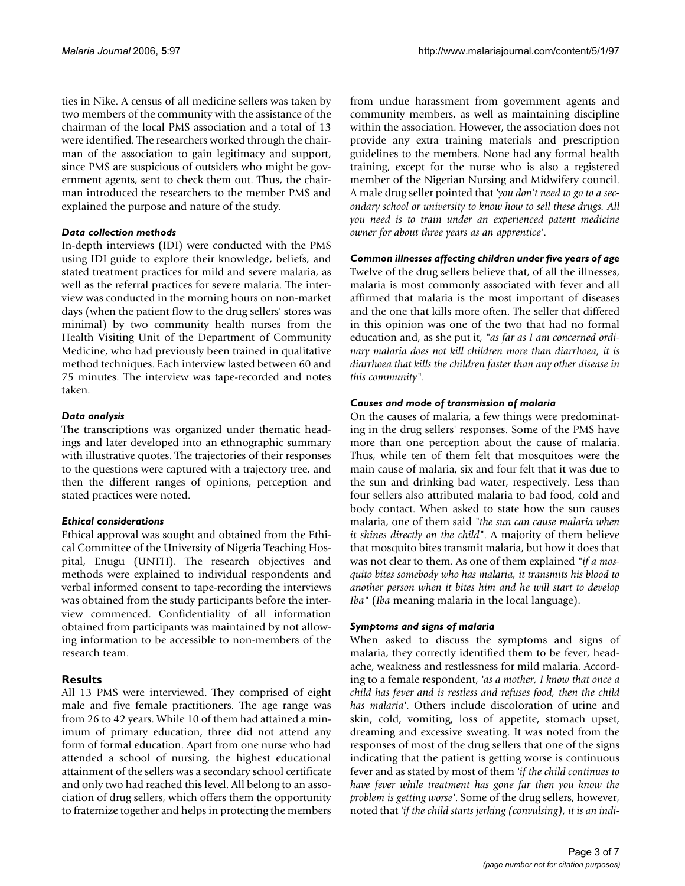ties in Nike. A census of all medicine sellers was taken by two members of the community with the assistance of the chairman of the local PMS association and a total of 13 were identified. The researchers worked through the chairman of the association to gain legitimacy and support, since PMS are suspicious of outsiders who might be government agents, sent to check them out. Thus, the chairman introduced the researchers to the member PMS and explained the purpose and nature of the study.

### *Data collection methods*

In-depth interviews (IDI) were conducted with the PMS using IDI guide to explore their knowledge, beliefs, and stated treatment practices for mild and severe malaria, as well as the referral practices for severe malaria. The interview was conducted in the morning hours on non-market days (when the patient flow to the drug sellers' stores was minimal) by two community health nurses from the Health Visiting Unit of the Department of Community Medicine, who had previously been trained in qualitative method techniques. Each interview lasted between 60 and 75 minutes. The interview was tape-recorded and notes taken.

### *Data analysis*

The transcriptions was organized under thematic headings and later developed into an ethnographic summary with illustrative quotes. The trajectories of their responses to the questions were captured with a trajectory tree, and then the different ranges of opinions, perception and stated practices were noted.

### *Ethical considerations*

Ethical approval was sought and obtained from the Ethical Committee of the University of Nigeria Teaching Hospital, Enugu (UNTH). The research objectives and methods were explained to individual respondents and verbal informed consent to tape-recording the interviews was obtained from the study participants before the interview commenced. Confidentiality of all information obtained from participants was maintained by not allowing information to be accessible to non-members of the research team.

## Results

All 13 PMS were interviewed. They comprised of eight male and five female practitioners. The age range was from 26 to 42 years. While 10 of them had attained a minimum of primary education, three did not attend any form of formal education. Apart from one nurse who had attended a school of nursing, the highest educational attainment of the sellers was a secondary school certificate and only two had reached this level. All belong to an association of drug sellers, which offers them the opportunity to fraternize together and helps in protecting the members from undue harassment from government agents and community members, as well as maintaining discipline within the association. However, the association does not provide any extra training materials and prescription guidelines to the members. None had any formal health training, except for the nurse who is also a registered member of the Nigerian Nursing and Midwifery council. A male drug seller pointed that *'you don't need to go to a secondary school or university to know how to sell these drugs. All you need is to train under an experienced patent medicine owner for about three years as an apprentice'*.

### *Common illnesses affecting children under five years of age*

Twelve of the drug sellers believe that, of all the illnesses, malaria is most commonly associated with fever and all affirmed that malaria is the most important of diseases and the one that kills more often. The seller that differed in this opinion was one of the two that had no formal education and, as she put it, *"as far as I am concerned ordinary malaria does not kill children more than diarrhoea, it is diarrhoea that kills the children faster than any other disease in this community"*.

### *Causes and mode of transmission of malaria*

On the causes of malaria, a few things were predominating in the drug sellers' responses. Some of the PMS have more than one perception about the cause of malaria. Thus, while ten of them felt that mosquitoes were the main cause of malaria, six and four felt that it was due to the sun and drinking bad water, respectively. Less than four sellers also attributed malaria to bad food, cold and body contact. When asked to state how the sun causes malaria, one of them said *"the sun can cause malaria when it shines directly on the child"*. A majority of them believe that mosquito bites transmit malaria, but how it does that was not clear to them. As one of them explained *"if a mosquito bites somebody who has malaria, it transmits his blood to another person when it bites him and he will start to develop Iba"* (*Iba* meaning malaria in the local language).

### *Symptoms and signs of malaria*

When asked to discuss the symptoms and signs of malaria, they correctly identified them to be fever, headache, weakness and restlessness for mild malaria. According to a female respondent, *'as a mother, I know that once a child has fever and is restless and refuses food, then the child has malaria'*. Others include discoloration of urine and skin, cold, vomiting, loss of appetite, stomach upset, dreaming and excessive sweating. It was noted from the responses of most of the drug sellers that one of the signs indicating that the patient is getting worse is continuous fever and as stated by most of them *'if the child continues to have fever while treatment has gone far then you know the problem is getting worse'*. Some of the drug sellers, however, noted that *'if the child starts jerking (convulsing), it is an indi-*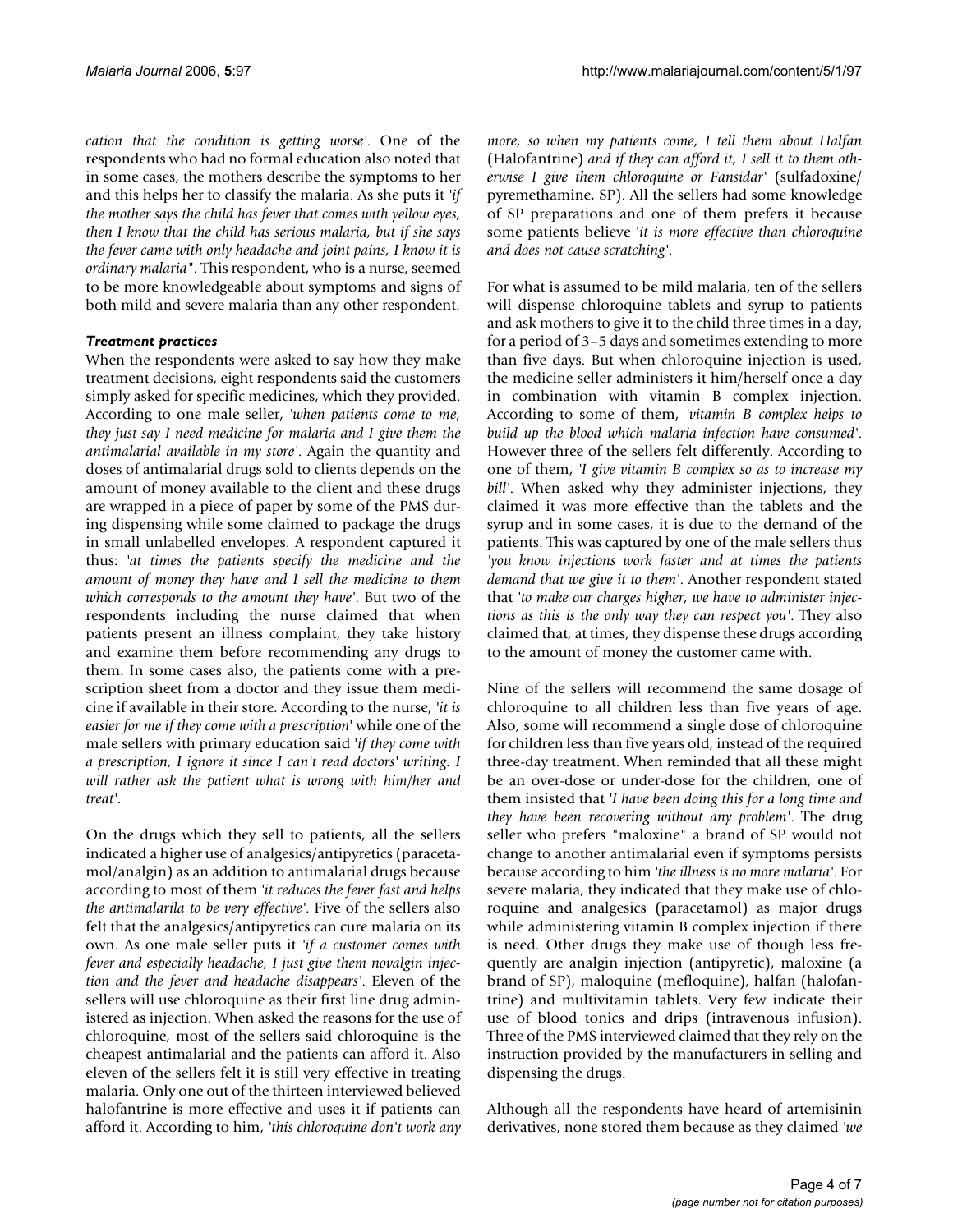*cation that the condition is getting worse*'. One of the respondents who had no formal education also noted that in some cases, the mothers describe the symptoms to her and this helps her to classify the malaria. As she puts it '*if the mother says the child has fever that comes with yellow eyes, then I know that the child has serious malaria, but if she says the fever came with only headache and joint pains, I know it is ordinary malaria*". This respondent, who is a nurse, seemed to be more knowledgeable about symptoms and signs of both mild and severe malaria than any other respondent.

#### *Treatment practices*

When the respondents were asked to say how they make treatment decisions, eight respondents said the customers simply asked for specific medicines, which they provided. According to one male seller, '*when patients come to me, they just say I need medicine for malaria and I give them the antimalarial available in my store*'. Again the quantity and doses of antimalarial drugs sold to clients depends on the amount of money available to the client and these drugs are wrapped in a piece of paper by some of the PMS during dispensing while some claimed to package the drugs in small unlabelled envelopes. A respondent captured it thus: '*at times the patients specify the medicine and the amount of money they have and I sell the medicine to them which corresponds to the amount they have*'. But two of the respondents including the nurse claimed that when patients present an illness complaint, they take history and examine them before recommending any drugs to them. In some cases also, the patients come with a prescription sheet from a doctor and they issue them medicine if available in their store. According to the nurse, '*it is easier for me if they come with a prescription*' while one of the male sellers with primary education said '*if they come with a prescription, I ignore it since I can't read doctors' writing. I will rather ask the patient what is wrong with him/her and treat*'.

On the drugs which they sell to patients, all the sellers indicated a higher use of analgesics/antipyretics (paracetamol/analgin) as an addition to antimalarial drugs because according to most of them '*it reduces the fever fast and helps the antimalarila to be very effective*'. Five of the sellers also felt that the analgesics/antipyretics can cure malaria on its own. As one male seller puts it '*if a customer comes with fever and especially headache, I just give them novalgin injection and the fever and headache disappears*'. Eleven of the sellers will use chloroquine as their first line drug administered as injection. When asked the reasons for the use of chloroquine, most of the sellers said chloroquine is the cheapest antimalarial and the patients can afford it. Also eleven of the sellers felt it is still very effective in treating malaria. Only one out of the thirteen interviewed believed halofantrine is more effective and uses it if patients can afford it. According to him, '*this chloroquine don't work any more, so when my patients come, I tell them about Halfan* (Halofantrine) *and if they can afford it, I sell it to them otherwise I give them chloroquine or Fansidar*' (sulfadoxine/pyremethamine, SP). All the sellers had some knowledge of SP preparations and one of them prefers it because some patients believe '*it is more effective than chloroquine and does not cause scratching*'.

For what is assumed to be mild malaria, ten of the sellers will dispense chloroquine tablets and syrup to patients and ask mothers to give it to the child three times in a day, for a period of 3–5 days and sometimes extending to more than five days. But when chloroquine injection is used, the medicine seller administers it him/herself once a day in combination with vitamin B complex injection. According to some of them, '*vitamin B complex helps to build up the blood which malaria infection have consumed*'. However three of the sellers felt differently. According to one of them, '*I give vitamin B complex so as to increase my bill*'. When asked why they administer injections, they claimed it was more effective than the tablets and the syrup and in some cases, it is due to the demand of the patients. This was captured by one of the male sellers thus '*you know injections work faster and at times the patients demand that we give it to them*'. Another respondent stated that '*to make our charges higher, we have to administer injections as this is the only way they can respect you*'. They also claimed that, at times, they dispense these drugs according to the amount of money the customer came with.

Nine of the sellers will recommend the same dosage of chloroquine to all children less than five years of age. Also, some will recommend a single dose of chloroquine for children less than five years old, instead of the required three-day treatment. When reminded that all these might be an over-dose or under-dose for the children, one of them insisted that '*I have been doing this for a long time and they have been recovering without any problem*'. The drug seller who prefers "maloxine" a brand of SP would not change to another antimalarial even if symptoms persists because according to him '*the illness is no more malaria*'. For severe malaria, they indicated that they make use of chloroquine and analgesics (paracetamol) as major drugs while administering vitamin B complex injection if there is need. Other drugs they make use of though less frequently are analgin injection (antipyretic), maloxine (a brand of SP), maloquine (mefloquine), halfan (halofantrine) and multivitamin tablets. Very few indicate their use of blood tonics and drips (intravenous infusion). Three of the PMS interviewed claimed that they rely on the instruction provided by the manufacturers in selling and dispensing the drugs.

Although all the respondents have heard of artemisinin derivatives, none stored them because as they claimed '*we*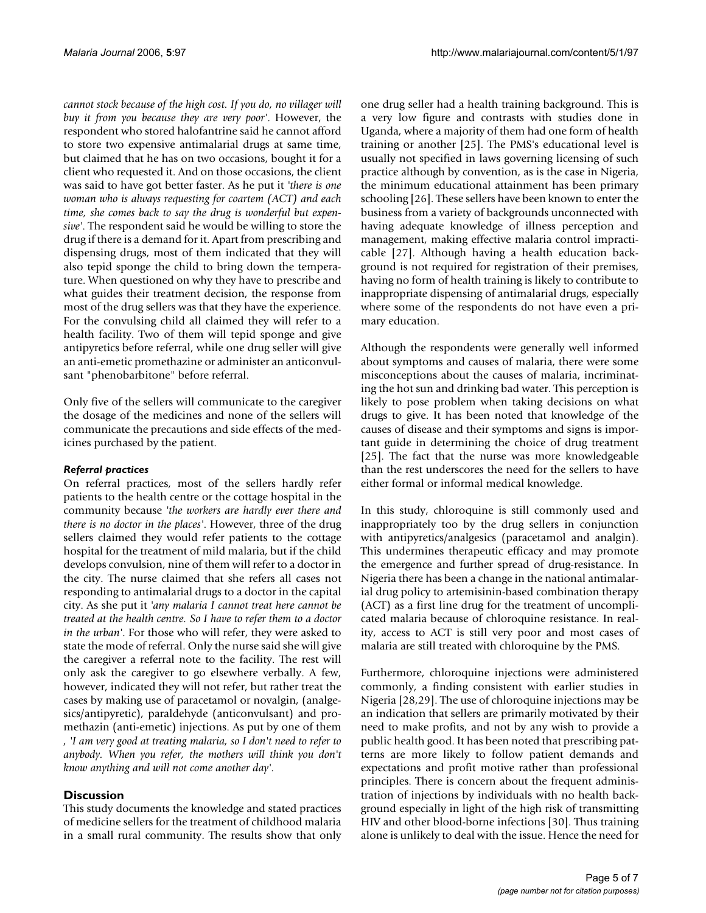*cannot stock because of the high cost. If you do, no villager will buy it from you because they are very poor*'. However, the respondent who stored halofantrine said he cannot afford to store two expensive antimalarial drugs at same time, but claimed that he has on two occasions, bought it for a client who requested it. And on those occasions, the client was said to have got better faster. As he put it '*there is one woman who is always requesting for coartem (ACT) and each time, she comes back to say the drug is wonderful but expensive*'. The respondent said he would be willing to store the drug if there is a demand for it. Apart from prescribing and dispensing drugs, most of them indicated that they will also tepid sponge the child to bring down the temperature. When questioned on why they have to prescribe and what guides their treatment decision, the response from most of the drug sellers was that they have the experience. For the convulsing child all claimed they will refer to a health facility. Two of them will tepid sponge and give antipyretics before referral, while one drug seller will give an anti-emetic promethazine or administer an anticonvulsant "phenobarbitone" before referral.

Only five of the sellers will communicate to the caregiver the dosage of the medicines and none of the sellers will communicate the precautions and side effects of the medicines purchased by the patient.

### *Referral practices*

On referral practices, most of the sellers hardly refer patients to the health centre or the cottage hospital in the community because '*the workers are hardly ever there and there is no doctor in the places*'. However, three of the drug sellers claimed they would refer patients to the cottage hospital for the treatment of mild malaria, but if the child develops convulsion, nine of them will refer to a doctor in the city. The nurse claimed that she refers all cases not responding to antimalarial drugs to a doctor in the capital city. As she put it '*any malaria I cannot treat here cannot be treated at the health centre. So I have to refer them to a doctor in the urban*'. For those who will refer, they were asked to state the mode of referral. Only the nurse said she will give the caregiver a referral note to the facility. The rest will only ask the caregiver to go elsewhere verbally. A few, however, indicated they will not refer, but rather treat the cases by making use of paracetamol or novalgin, (analgesics/antipyretic), paraldehyde (anticonvulsant) and promethazin (anti-emetic) injections. As put by one of them , '*I am very good at treating malaria, so I don't need to refer to anybody. When you refer, the mothers will think you don't know anything and will not come another day*'.

## Discussion

This study documents the knowledge and stated practices of medicine sellers for the treatment of childhood malaria in a small rural community. The results show that only one drug seller had a health training background. This is a very low figure and contrasts with studies done in Uganda, where a majority of them had one form of health training or another [25]. The PMS's educational level is usually not specified in laws governing licensing of such practice although by convention, as is the case in Nigeria, the minimum educational attainment has been primary schooling [26]. These sellers have been known to enter the business from a variety of backgrounds unconnected with having adequate knowledge of illness perception and management, making effective malaria control impracticable [27]. Although having a health education background is not required for registration of their premises, having no form of health training is likely to contribute to inappropriate dispensing of antimalarial drugs, especially where some of the respondents do not have even a primary education.

Although the respondents were generally well informed about symptoms and causes of malaria, there were some misconceptions about the causes of malaria, incriminating the hot sun and drinking bad water. This perception is likely to pose problem when taking decisions on what drugs to give. It has been noted that knowledge of the causes of disease and their symptoms and signs is important guide in determining the choice of drug treatment [25]. The fact that the nurse was more knowledgeable than the rest underscores the need for the sellers to have either formal or informal medical knowledge.

In this study, chloroquine is still commonly used and inappropriately too by the drug sellers in conjunction with antipyretics/analgesics (paracetamol and analgin). This undermines therapeutic efficacy and may promote the emergence and further spread of drug-resistance. In Nigeria there has been a change in the national antimalarial drug policy to artemisinin-based combination therapy (ACT) as a first line drug for the treatment of uncomplicated malaria because of chloroquine resistance. In reality, access to ACT is still very poor and most cases of malaria are still treated with chloroquine by the PMS.

Furthermore, chloroquine injections were administered commonly, a finding consistent with earlier studies in Nigeria [28,29]. The use of chloroquine injections may be an indication that sellers are primarily motivated by their need to make profits, and not by any wish to provide a public health good. It has been noted that prescribing patterns are more likely to follow patient demands and expectations and profit motive rather than professional principles. There is concern about the frequent administration of injections by individuals with no health background especially in light of the high risk of transmitting HIV and other blood-borne infections [30]. Thus training alone is unlikely to deal with the issue. Hence the need for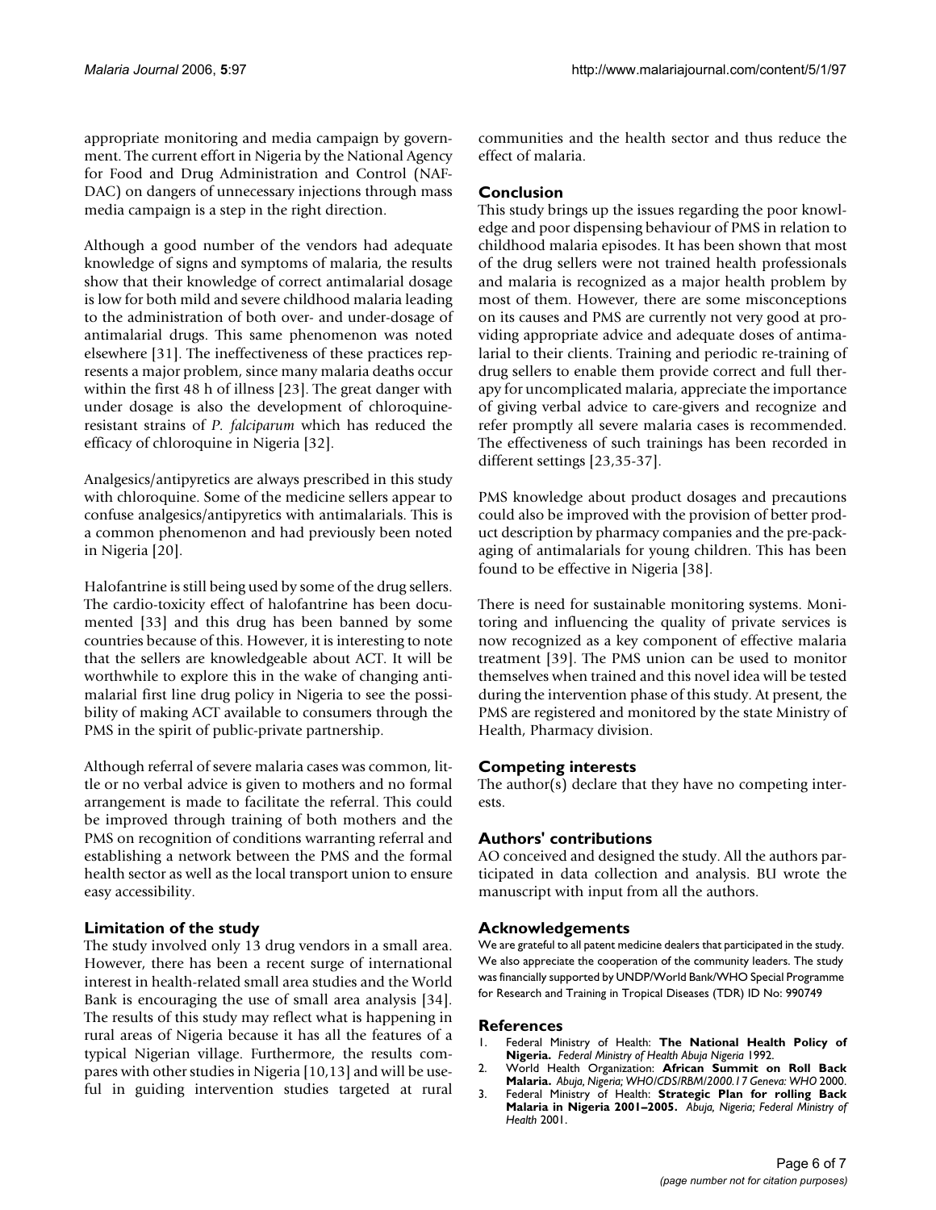appropriate monitoring and media campaign by government. The current effort in Nigeria by the National Agency for Food and Drug Administration and Control (NAFDAC) on dangers of unnecessary injections through mass media campaign is a step in the right direction.

Although a good number of the vendors had adequate knowledge of signs and symptoms of malaria, the results show that their knowledge of correct antimalarial dosage is low for both mild and severe childhood malaria leading to the administration of both over- and under-dosage of antimalarial drugs. This same phenomenon was noted elsewhere [31]. The ineffectiveness of these practices represents a major problem, since many malaria deaths occur within the first 48 h of illness [23]. The great danger with under dosage is also the development of chloroquine-resistant strains of *P. falciparum* which has reduced the efficacy of chloroquine in Nigeria [32].

Analgesics/antipyretics are always prescribed in this study with chloroquine. Some of the medicine sellers appear to confuse analgesics/antipyretics with antimalarials. This is a common phenomenon and had previously been noted in Nigeria [20].

Halofantrine is still being used by some of the drug sellers. The cardio-toxicity effect of halofantrine has been documented [33] and this drug has been banned by some countries because of this. However, it is interesting to note that the sellers are knowledgeable about ACT. It will be worthwhile to explore this in the wake of changing antimalarial first line drug policy in Nigeria to see the possibility of making ACT available to consumers through the PMS in the spirit of public-private partnership.

Although referral of severe malaria cases was common, little or no verbal advice is given to mothers and no formal arrangement is made to facilitate the referral. This could be improved through training of both mothers and the PMS on recognition of conditions warranting referral and establishing a network between the PMS and the formal health sector as well as the local transport union to ensure easy accessibility.

## Limitation of the study

The study involved only 13 drug vendors in a small area. However, there has been a recent surge of international interest in health-related small area studies and the World Bank is encouraging the use of small area analysis [34]. The results of this study may reflect what is happening in rural areas of Nigeria because it has all the features of a typical Nigerian village. Furthermore, the results compares with other studies in Nigeria [10,13] and will be useful in guiding intervention studies targeted at rural communities and the health sector and thus reduce the effect of malaria.

## Conclusion

This study brings up the issues regarding the poor knowledge and poor dispensing behaviour of PMS in relation to childhood malaria episodes. It has been shown that most of the drug sellers were not trained health professionals and malaria is recognized as a major health problem by most of them. However, there are some misconceptions on its causes and PMS are currently not very good at providing appropriate advice and adequate doses of antimalarial to their clients. Training and periodic re-training of drug sellers to enable them provide correct and full therapy for uncomplicated malaria, appreciate the importance of giving verbal advice to care-givers and recognize and refer promptly all severe malaria cases is recommended. The effectiveness of such trainings has been recorded in different settings [23,35-37].

PMS knowledge about product dosages and precautions could also be improved with the provision of better product description by pharmacy companies and the pre-packaging of antimalarials for young children. This has been found to be effective in Nigeria [38].

There is need for sustainable monitoring systems. Monitoring and influencing the quality of private services is now recognized as a key component of effective malaria treatment [39]. The PMS union can be used to monitor themselves when trained and this novel idea will be tested during the intervention phase of this study. At present, the PMS are registered and monitored by the state Ministry of Health, Pharmacy division.

## Competing interests

The author(s) declare that they have no competing interests.

## Authors' contributions

AO conceived and designed the study. All the authors participated in data collection and analysis. BU wrote the manuscript with input from all the authors.

## Acknowledgements

We are grateful to all patent medicine dealers that participated in the study. We also appreciate the cooperation of the community leaders. The study was financially supported by UNDP/World Bank/WHO Special Programme for Research and Training in Tropical Diseases (TDR) ID No: 990749

## References

1. Federal Ministry of Health: **The National Health Policy of Nigeria.** *Federal Ministry of Health Abuja Nigeria* 1992.
2. World Health Organization: **African Summit on Roll Back Malaria.** *Abuja, Nigeria; WHO/CDS/RBM/2000.17 Geneva: WHO* 2000.
3. Federal Ministry of Health: **Strategic Plan for rolling Back Malaria in Nigeria 2001–2005.** *Abuja, Nigeria; Federal Ministry of Health* 2001.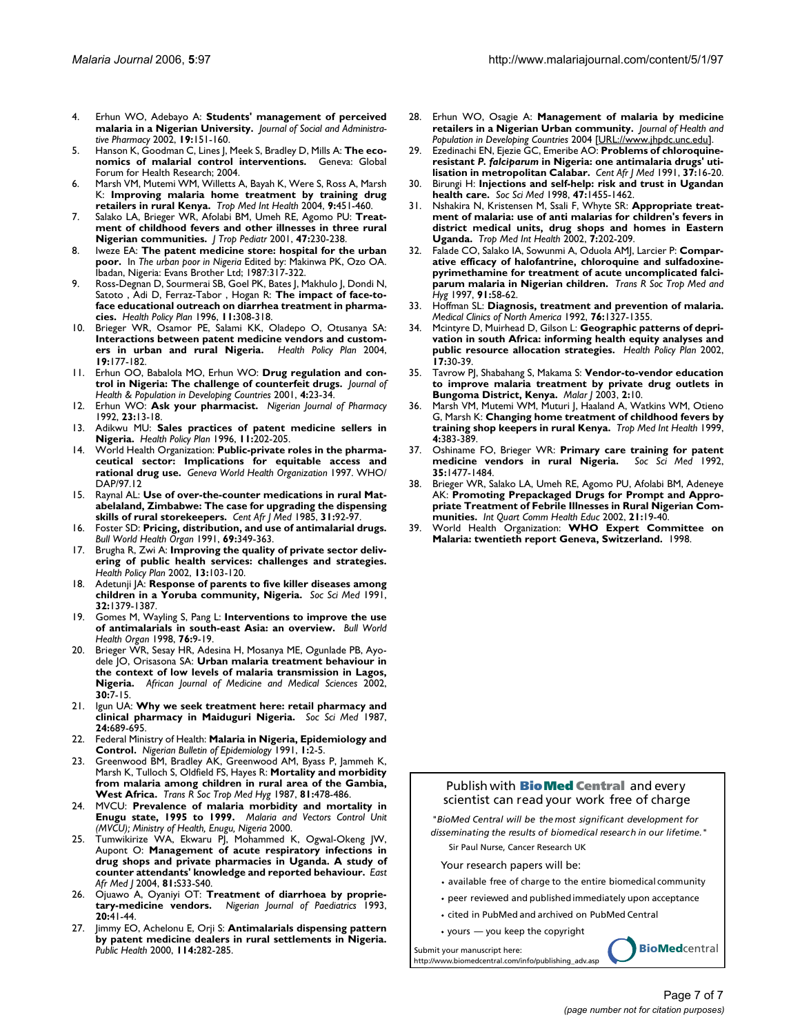4. Erhun WO, Adebayo A: **Students' management of perceived malaria in a Nigerian University.** *Journal of Social and Administrative Pharmacy* 2002, **19:**151-160.
5. Hanson K, Goodman C, Lines J, Meek S, Bradley D, Mills A: **The economics of malarial control interventions.** Geneva: Global Forum for Health Research; 2004.
6. Marsh VM, Mutemi WM, Willetts A, Bayah K, Were S, Ross A, Marsh K: **Improving malaria home treatment by training drug retailers in rural Kenya.** *Trop Med Int Health* 2004, **9:**451-460.
7. Salako LA, Brieger WR, Afolabi BM, Umeh RE, Agomo PU: **Treatment of childhood fevers and other illnesses in three rural Nigerian communities.** *J Trop Pediatr* 2001, **47:**230-238.
8. Iweze EA: **The patent medicine store: hospital for the urban poor.** In *The urban poor in Nigeria* Edited by: Makinwa PK, Ozo OA. Ibadan, Nigeria: Evans Brother Ltd; 1987:317-322.
9. Ross-Degnan D, Sourmerai SB, Goel PK, Bates J, Makhulo J, Dondi N, Satoto , Adi D, Ferraz-Tabor , Hogan R: **The impact of face-to-face educational outreach on diarrhea treatment in pharmacies.** *Health Policy Plan* 1996, **11:**308-318.
10. Brieger WR, Osamor PE, Salami KK, Oladepo O, Otusanya SA: **Interactions between patent medicine vendors and customers in urban and rural Nigeria.** *Health Policy Plan* 2004, **19:**177-182.
11. Erhun OO, Babalola MO, Erhun WO: **Drug regulation and control in Nigeria: The challenge of counterfeit drugs.** *Journal of Health & Population in Developing Countries* 2001, **4:**23-34.
12. Erhun WO: **Ask your pharmacist.** *Nigerian Journal of Pharmacy* 1992, **23:**13-18.
13. Adikwu MU: **Sales practices of patent medicine sellers in Nigeria.** *Health Policy Plan* 1996, **11:**202-205.
14. World Health Organization: **Public-private roles in the pharmaceutical sector: Implications for equitable access and rational drug use.** *Geneva World Health Organization* 1997. WHO/DAP/97.12
15. Raynal AL: **Use of over-the-counter medications in rural Matabelaland, Zimbabwe: The case for upgrading the dispensing skills of rural storekeepers.** *Cent Afr J Med* 1985, **31:**92-97.
16. Foster SD: **Pricing, distribution, and use of antimalarial drugs.** *Bull World Health Organ* 1991, **69:**349-363.
17. Brugha R, Zwi A: **Improving the quality of private sector delivering of public health services: challenges and strategies.** *Health Policy Plan* 2002, **13:**103-120.
18. Adetunji JA: **Response of parents to five killer diseases among children in a Yoruba community, Nigeria.** *Soc Sci Med* 1991, **32:**1379-1387.
19. Gomes M, Wayling S, Pang L: **Interventions to improve the use of antimalarials in south-east Asia: an overview.** *Bull World Health Organ* 1998, **76:**9-19.
20. Brieger WR, Sesay HR, Adesina H, Mosanya ME, Ogunlade PB, Ayodele JO, Orisasona SA: **Urban malaria treatment behaviour in the context of low levels of malaria transmission in Lagos, Nigeria.** *African Journal of Medicine and Medical Sciences* 2002, **30:**7-15.
21. Igun UA: **Why we seek treatment here: retail pharmacy and clinical pharmacy in Maiduguri Nigeria.** *Soc Sci Med* 1987, **24:**689-695.
22. Federal Ministry of Health: **Malaria in Nigeria, Epidemiology and Control.** *Nigerian Bulletin of Epidemiology* 1991, **1:**2-5.
23. Greenwood BM, Bradley AK, Greenwood AM, Byass P, Jammeh K, Marsh K, Tulloch S, Oldfield FS, Hayes R: **Mortality and morbidity from malaria among children in rural area of the Gambia, West Africa.** *Trans R Soc Trop Med Hyg* 1987, **81:**478-486.
24. MVCU: **Prevalence of malaria morbidity and mortality in Enugu state, 1995 to 1999.** *Malaria and Vectors Control Unit (MVCU); Ministry of Health, Enugu, Nigeria* 2000.
25. Tumwikirize WA, Ekwaru PJ, Mohammed K, Ogwal-Okeng JW, Aupont O: **Management of acute respiratory infections in drug shops and private pharmacies in Uganda. A study of counter attendants' knowledge and reported behaviour.** *East Afr Med J* 2004, **81:**S33-S40.
26. Ojuawo A, Oyaniyi OT: **Treatment of diarrhoea by proprietary-medicine vendors.** *Nigerian Journal of Paediatrics* 1993, **20:**41-44.
27. Jimmy EO, Achelonu E, Orji S: **Antimalarials dispensing pattern by patent medicine dealers in rural settlements in Nigeria.** *Public Health* 2000, **114:**282-285.
28. Erhun WO, Osagie A: **Management of malaria by medicine retailers in a Nigerian Urban community.** *Journal of Health and Population in Developing Countries* 2004 [URL://www.jhpdc.unc.edu].
29. Ezedinachi EN, Ejezie GC, Emeribe AO: **Problems of chloroquine-resistant *P. falciparum* in Nigeria: one antimalaria drugs' utilisation in metropolitan Calabar.** *Cent Afr J Med* 1991, **37:**16-20.
30. Birungi H: **Injections and self-help: risk and trust in Ugandan health care.** *Soc Sci Med* 1998, **47:**1455-1462.
31. Nshakira N, Kristensen M, Ssali F, Whyte SR: **Appropriate treatment of malaria: use of anti malarias for children's fevers in district medical units, drug shops and homes in Eastern Uganda.** *Trop Med Int Health* 2002, **7:**202-209.
32. Falade CO, Salako IA, Sowunmi A, Oduola AMJ, Larcier P: **Comparative efficacy of halofantrine, chloroquine and sulfadoxine-pyrimethamine for treatment of acute uncomplicated falciparum malaria in Nigerian children.** *Trans R Soc Trop Med and Hyg* 1997, **91:**58-62.
33. Hoffman SL: **Diagnosis, treatment and prevention of malaria.** *Medical Clinics of North America* 1992, **76:**1327-1355.
34. Mcintyre D, Muirhead D, Gilson L: **Geographic patterns of deprivation in south Africa: informing health equity analyses and public resource allocation strategies.** *Health Policy Plan* 2002, **17:**30-39.
35. Tavrow PJ, Shabahang S, Makama S: **Vendor-to-vendor education to improve malaria treatment by private drug outlets in Bungoma District, Kenya.** *Malar J* 2003, **2:**10.
36. Marsh VM, Mutemi WM, Muturi J, Haaland A, Watkins WM, Otieno G, Marsh K: **Changing home treatment of childhood fevers by training shop keepers in rural Kenya.** *Trop Med Int Health* 1999, **4:**383-389.
37. Oshiname FO, Brieger WR: **Primary care training for patent medicine vendors in rural Nigeria.** *Soc Sci Med* 1992, **35:**1477-1484.
38. Brieger WR, Salako LA, Umeh RE, Agomo PU, Afolabi BM, Adeneye AK: **Promoting Prepackaged Drugs for Prompt and Appropriate Treatment of Febrile Illnesses in Rural Nigerian Communities.** *Int Quart Comm Health Educ* 2002, **21:**19-40.
39. World Health Organization: **WHO Expert Committee on Malaria: twentieth report Geneva, Switzerland.** 1998.

Publish with **BioMed Central** and every scientist can read your work free of charge

*"BioMed Central will be the most significant development for disseminating the results of biomedical research in our lifetime."*

Sir Paul Nurse, Cancer Research UK

Your research papers will be:

- available free of charge to the entire biomedical community
- peer reviewed and published immediately upon acceptance
- cited in PubMed and archived on PubMed Central
- yours — you keep the copyright

Submit your manuscript here:
http://www.biomedcentral.com/info/publishing_adv.asp

BioMedcentral